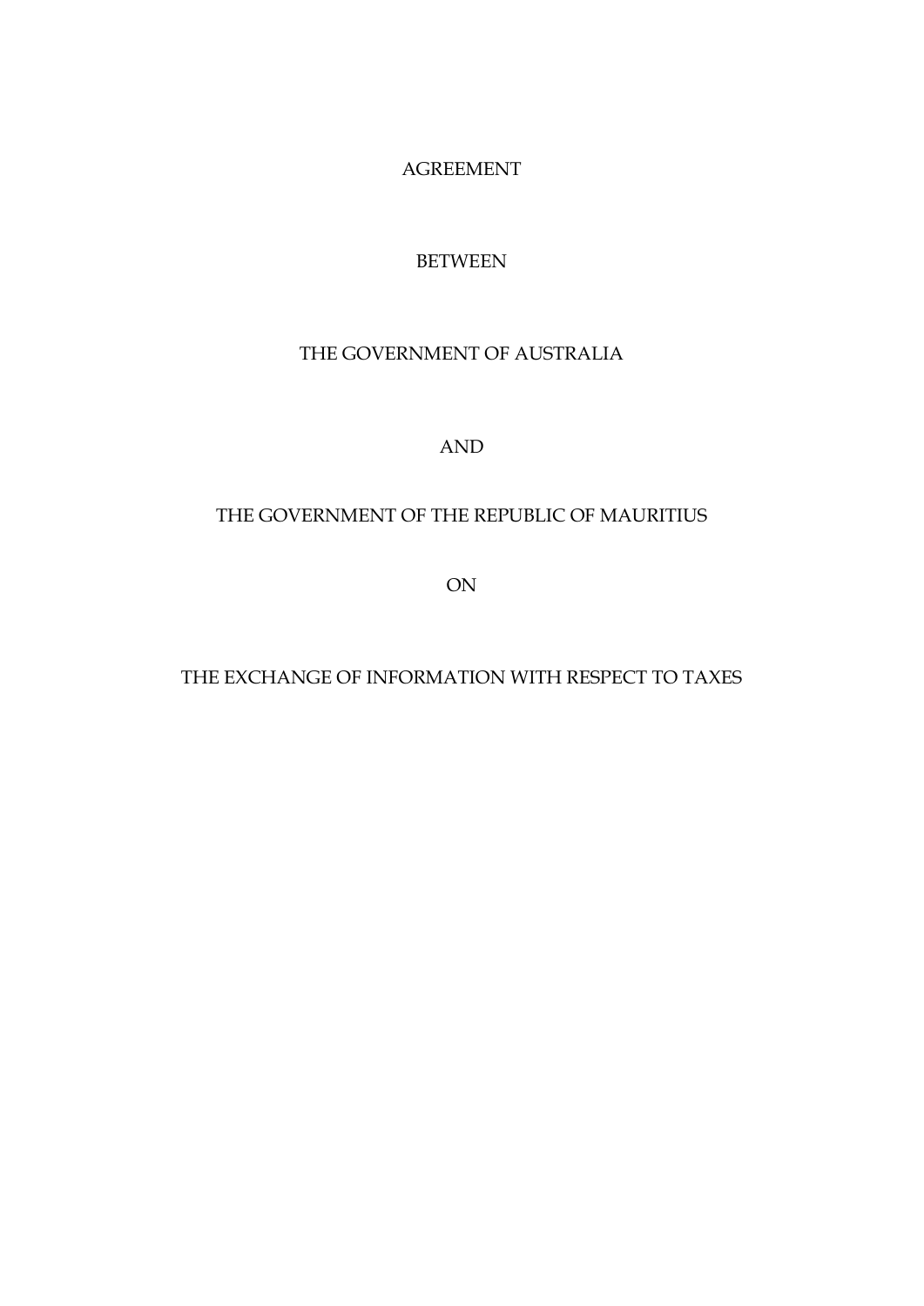AGREEMENT

BETWEEN

THE GOVERNMENT OF AUSTRALIA

AND

THE GOVERNMENT OF THE REPUBLIC OF MAURITIUS

ON

THE EXCHANGE OF INFORMATION WITH RESPECT TO TAXES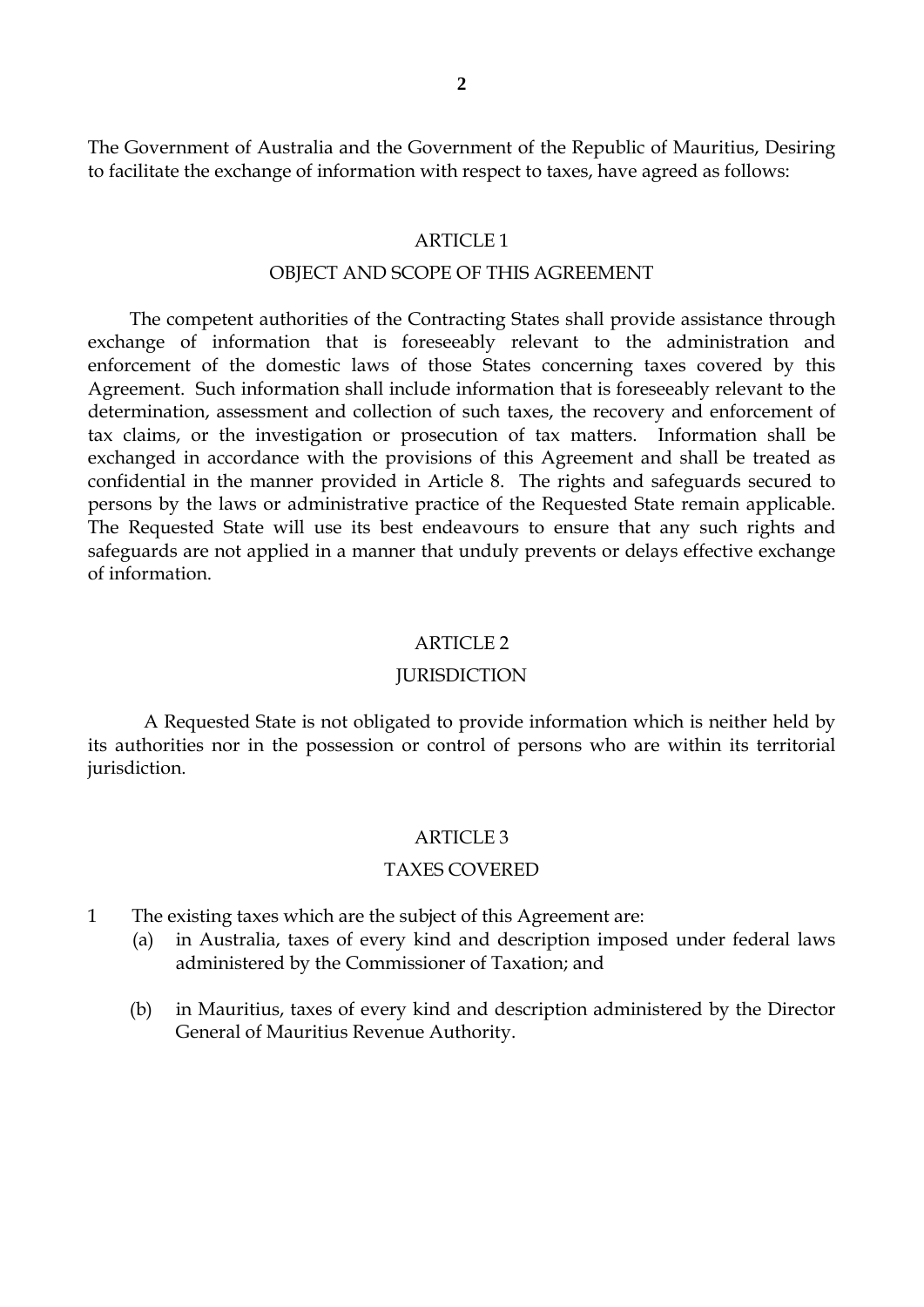The Government of Australia and the Government of the Republic of Mauritius, Desiring to facilitate the exchange of information with respect to taxes, have agreed as follows:

## ARTICLE 1

## OBJECT AND SCOPE OF THIS AGREEMENT

The competent authorities of the Contracting States shall provide assistance through exchange of information that is foreseeably relevant to the administration and enforcement of the domestic laws of those States concerning taxes covered by this Agreement. Such information shall include information that is foreseeably relevant to the determination, assessment and collection of such taxes, the recovery and enforcement of tax claims, or the investigation or prosecution of tax matters. Information shall be exchanged in accordance with the provisions of this Agreement and shall be treated as confidential in the manner provided in Article 8. The rights and safeguards secured to persons by the laws or administrative practice of the Requested State remain applicable. The Requested State will use its best endeavours to ensure that any such rights and safeguards are not applied in a manner that unduly prevents or delays effective exchange of information.

## ARTICLE 2

## JURISDICTION

A Requested State is not obligated to provide information which is neither held by its authorities nor in the possession or control of persons who are within its territorial jurisdiction.

## ARTICLE 3

## TAXES COVERED

1. The existing taxes which are the subject of this Agreement are:
   - (a) in Australia, taxes of every kind and description imposed under federal laws administered by the Commissioner of Taxation; and
   - (b) in Mauritius, taxes of every kind and description administered by the Director General of Mauritius Revenue Authority.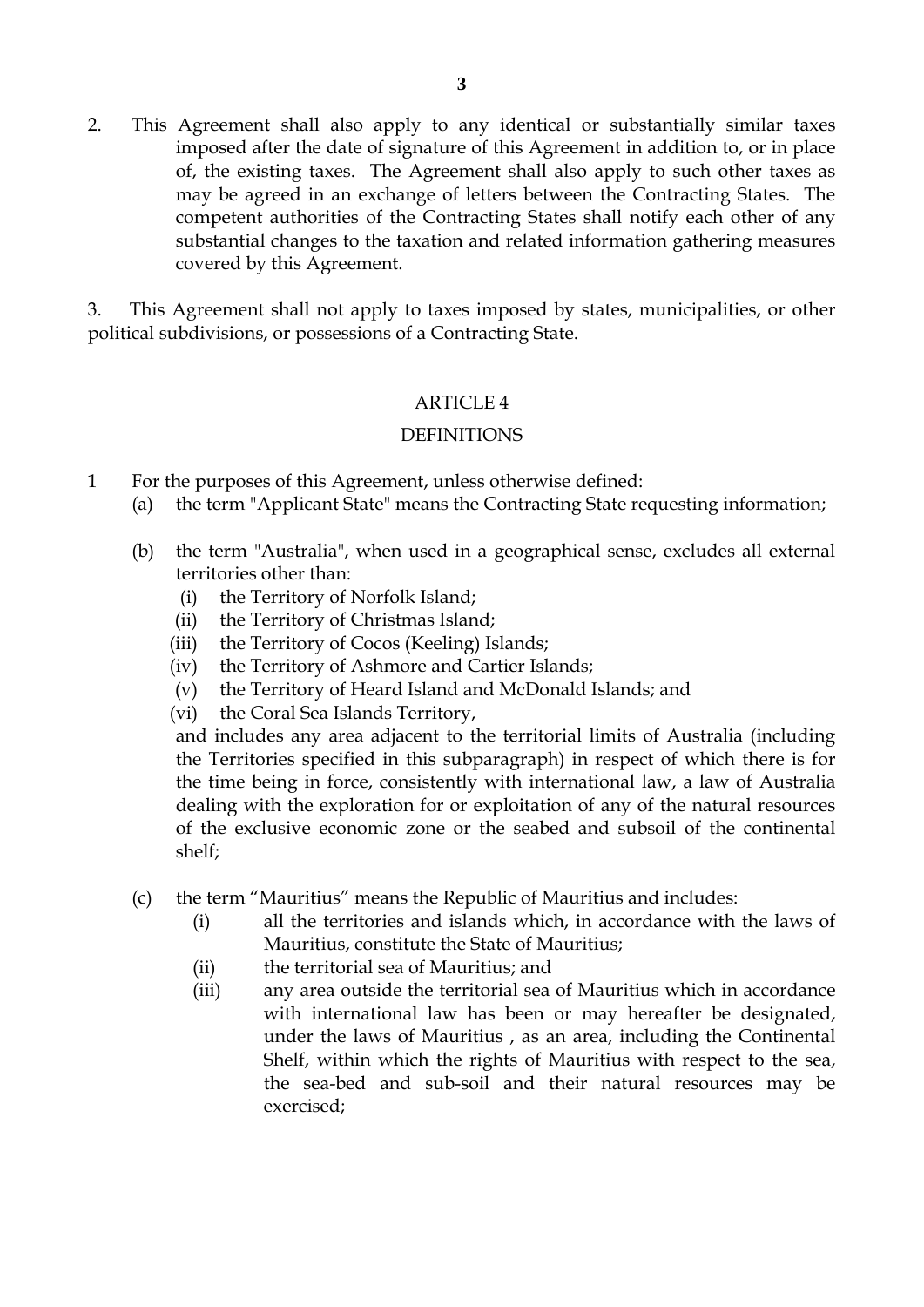2. This Agreement shall also apply to any identical or substantially similar taxes imposed after the date of signature of this Agreement in addition to, or in place of, the existing taxes. The Agreement shall also apply to such other taxes as may be agreed in an exchange of letters between the Contracting States. The competent authorities of the Contracting States shall notify each other of any substantial changes to the taxation and related information gathering measures covered by this Agreement.

3. This Agreement shall not apply to taxes imposed by states, municipalities, or other political subdivisions, or possessions of a Contracting State.

## ARTICLE 4

## DEFINITIONS

1 For the purposes of this Agreement, unless otherwise defined:

(a) the term "Applicant State" means the Contracting State requesting information;

(b) the term "Australia", when used in a geographical sense, excludes all external territories other than:

(i) the Territory of Norfolk Island;
(ii) the Territory of Christmas Island;
(iii) the Territory of Cocos (Keeling) Islands;
(iv) the Territory of Ashmore and Cartier Islands;
(v) the Territory of Heard Island and McDonald Islands; and
(vi) the Coral Sea Islands Territory,

and includes any area adjacent to the territorial limits of Australia (including the Territories specified in this subparagraph) in respect of which there is for the time being in force, consistently with international law, a law of Australia dealing with the exploration for or exploitation of any of the natural resources of the exclusive economic zone or the seabed and subsoil of the continental shelf;

(c) the term "Mauritius" means the Republic of Mauritius and includes:

(i) all the territories and islands which, in accordance with the laws of Mauritius, constitute the State of Mauritius;
(ii) the territorial sea of Mauritius; and
(iii) any area outside the territorial sea of Mauritius which in accordance with international law has been or may hereafter be designated, under the laws of Mauritius , as an area, including the Continental Shelf, within which the rights of Mauritius with respect to the sea, the sea-bed and sub-soil and their natural resources may be exercised;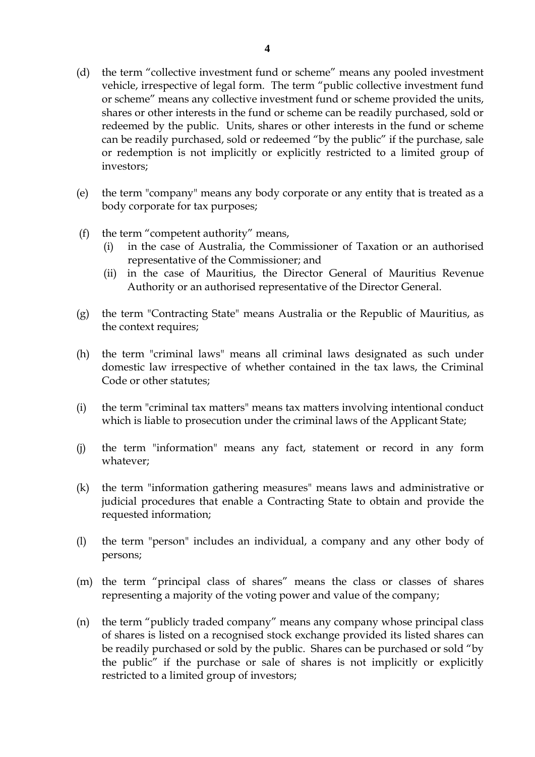(d) the term “collective investment fund or scheme” means any pooled investment vehicle, irrespective of legal form. The term “public collective investment fund or scheme” means any collective investment fund or scheme provided the units, shares or other interests in the fund or scheme can be readily purchased, sold or redeemed by the public. Units, shares or other interests in the fund or scheme can be readily purchased, sold or redeemed “by the public” if the purchase, sale or redemption is not implicitly or explicitly restricted to a limited group of investors;

(e) the term "company" means any body corporate or any entity that is treated as a body corporate for tax purposes;

(f) the term “competent authority” means,
   (i) in the case of Australia, the Commissioner of Taxation or an authorised representative of the Commissioner; and
   (ii) in the case of Mauritius, the Director General of Mauritius Revenue Authority or an authorised representative of the Director General.

(g) the term "Contracting State" means Australia or the Republic of Mauritius, as the context requires;

(h) the term "criminal laws" means all criminal laws designated as such under domestic law irrespective of whether contained in the tax laws, the Criminal Code or other statutes;

(i) the term "criminal tax matters" means tax matters involving intentional conduct which is liable to prosecution under the criminal laws of the Applicant State;

(j) the term "information" means any fact, statement or record in any form whatever;

(k) the term "information gathering measures" means laws and administrative or judicial procedures that enable a Contracting State to obtain and provide the requested information;

(l) the term "person" includes an individual, a company and any other body of persons;

(m) the term “principal class of shares” means the class or classes of shares representing a majority of the voting power and value of the company;

(n) the term “publicly traded company” means any company whose principal class of shares is listed on a recognised stock exchange provided its listed shares can be readily purchased or sold by the public. Shares can be purchased or sold “by the public” if the purchase or sale of shares is not implicitly or explicitly restricted to a limited group of investors;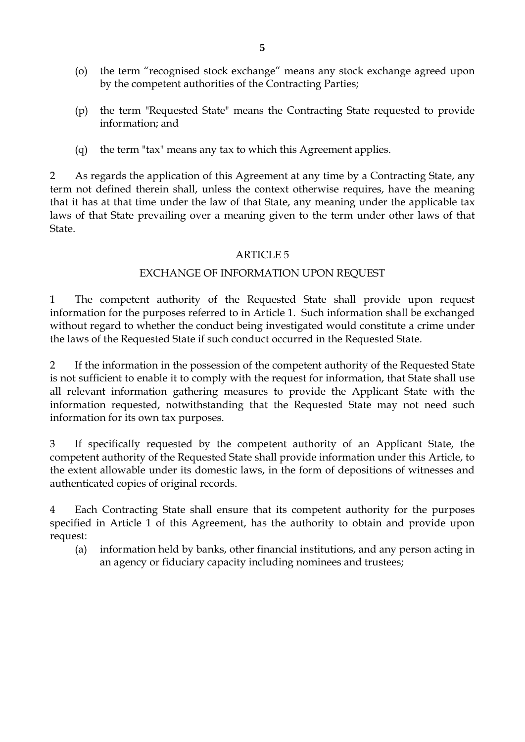(o) the term “recognised stock exchange” means any stock exchange agreed upon by the competent authorities of the Contracting Parties;

(p) the term "Requested State" means the Contracting State requested to provide information; and

(q) the term "tax" means any tax to which this Agreement applies.

2 As regards the application of this Agreement at any time by a Contracting State, any term not defined therein shall, unless the context otherwise requires, have the meaning that it has at that time under the law of that State, any meaning under the applicable tax laws of that State prevailing over a meaning given to the term under other laws of that State.

## ARTICLE 5

## EXCHANGE OF INFORMATION UPON REQUEST

1 The competent authority of the Requested State shall provide upon request information for the purposes referred to in Article 1. Such information shall be exchanged without regard to whether the conduct being investigated would constitute a crime under the laws of the Requested State if such conduct occurred in the Requested State.

2 If the information in the possession of the competent authority of the Requested State is not sufficient to enable it to comply with the request for information, that State shall use all relevant information gathering measures to provide the Applicant State with the information requested, notwithstanding that the Requested State may not need such information for its own tax purposes.

3 If specifically requested by the competent authority of an Applicant State, the competent authority of the Requested State shall provide information under this Article, to the extent allowable under its domestic laws, in the form of depositions of witnesses and authenticated copies of original records.

4 Each Contracting State shall ensure that its competent authority for the purposes specified in Article 1 of this Agreement, has the authority to obtain and provide upon request:

(a) information held by banks, other financial institutions, and any person acting in an agency or fiduciary capacity including nominees and trustees;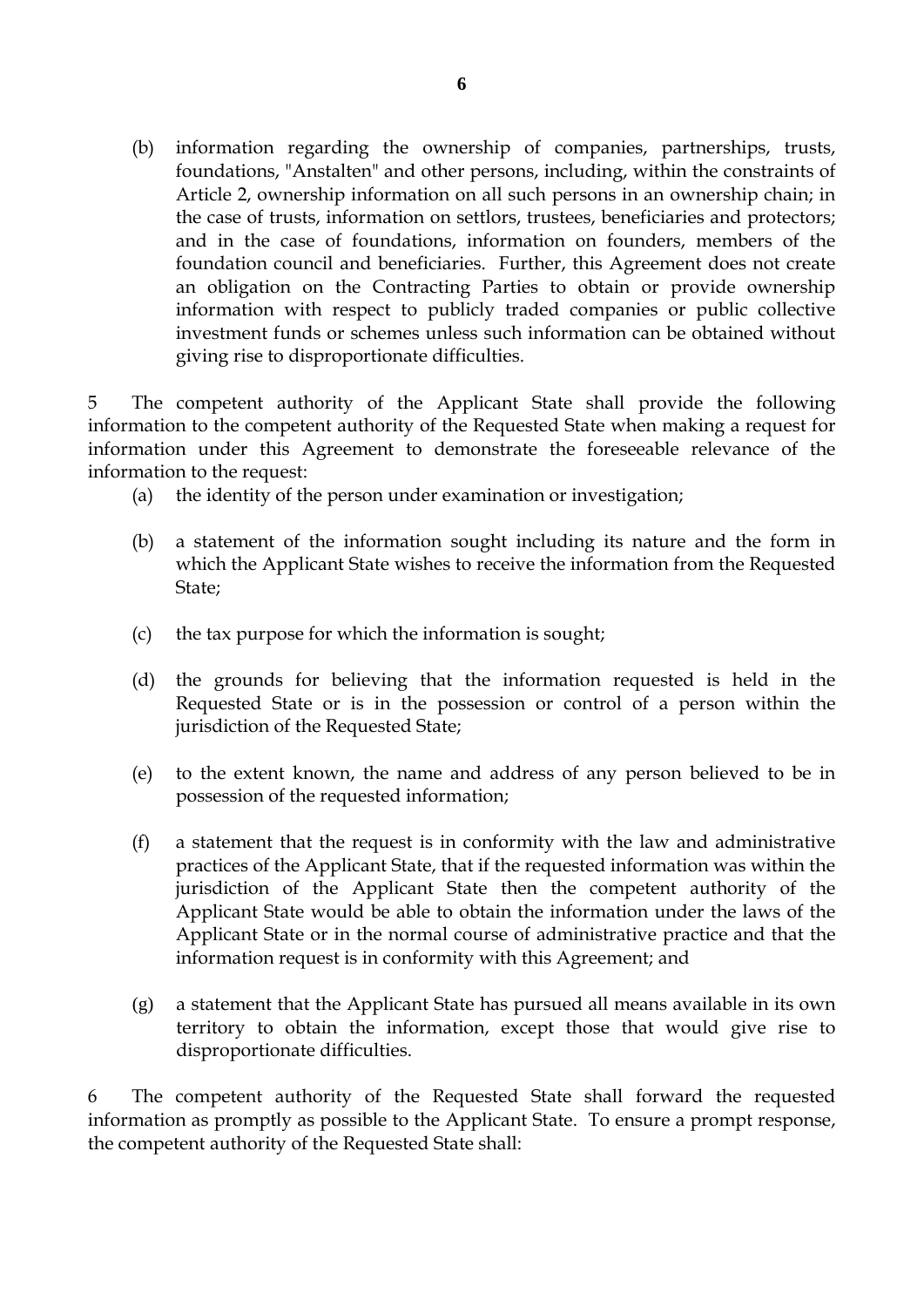(b) information regarding the ownership of companies, partnerships, trusts, foundations, "Anstalten" and other persons, including, within the constraints of Article 2, ownership information on all such persons in an ownership chain; in the case of trusts, information on settlors, trustees, beneficiaries and protectors; and in the case of foundations, information on founders, members of the foundation council and beneficiaries. Further, this Agreement does not create an obligation on the Contracting Parties to obtain or provide ownership information with respect to publicly traded companies or public collective investment funds or schemes unless such information can be obtained without giving rise to disproportionate difficulties.

5 The competent authority of the Applicant State shall provide the following information to the competent authority of the Requested State when making a request for information under this Agreement to demonstrate the foreseeable relevance of the information to the request:

(a) the identity of the person under examination or investigation;

(b) a statement of the information sought including its nature and the form in which the Applicant State wishes to receive the information from the Requested State;

(c) the tax purpose for which the information is sought;

(d) the grounds for believing that the information requested is held in the Requested State or is in the possession or control of a person within the jurisdiction of the Requested State;

(e) to the extent known, the name and address of any person believed to be in possession of the requested information;

(f) a statement that the request is in conformity with the law and administrative practices of the Applicant State, that if the requested information was within the jurisdiction of the Applicant State then the competent authority of the Applicant State would be able to obtain the information under the laws of the Applicant State or in the normal course of administrative practice and that the information request is in conformity with this Agreement; and

(g) a statement that the Applicant State has pursued all means available in its own territory to obtain the information, except those that would give rise to disproportionate difficulties.

6 The competent authority of the Requested State shall forward the requested information as promptly as possible to the Applicant State. To ensure a prompt response, the competent authority of the Requested State shall: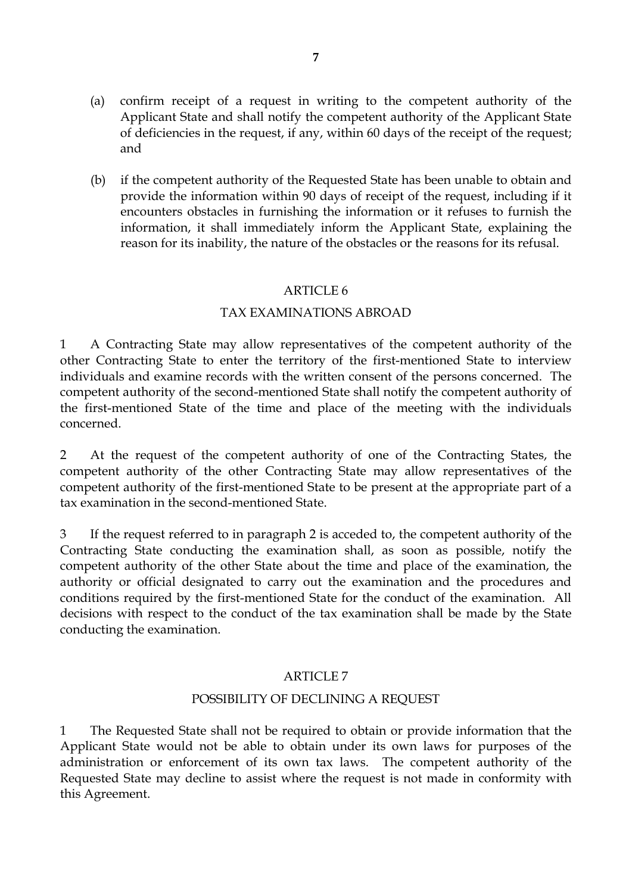(a) confirm receipt of a request in writing to the competent authority of the Applicant State and shall notify the competent authority of the Applicant State of deficiencies in the request, if any, within 60 days of the receipt of the request; and

(b) if the competent authority of the Requested State has been unable to obtain and provide the information within 90 days of receipt of the request, including if it encounters obstacles in furnishing the information or it refuses to furnish the information, it shall immediately inform the Applicant State, explaining the reason for its inability, the nature of the obstacles or the reasons for its refusal.

## ARTICLE 6

## TAX EXAMINATIONS ABROAD

1 A Contracting State may allow representatives of the competent authority of the other Contracting State to enter the territory of the first-mentioned State to interview individuals and examine records with the written consent of the persons concerned. The competent authority of the second-mentioned State shall notify the competent authority of the first-mentioned State of the time and place of the meeting with the individuals concerned.

2 At the request of the competent authority of one of the Contracting States, the competent authority of the other Contracting State may allow representatives of the competent authority of the first-mentioned State to be present at the appropriate part of a tax examination in the second-mentioned State.

3 If the request referred to in paragraph 2 is acceded to, the competent authority of the Contracting State conducting the examination shall, as soon as possible, notify the competent authority of the other State about the time and place of the examination, the authority or official designated to carry out the examination and the procedures and conditions required by the first-mentioned State for the conduct of the examination. All decisions with respect to the conduct of the tax examination shall be made by the State conducting the examination.

## ARTICLE 7

## POSSIBILITY OF DECLINING A REQUEST

1 The Requested State shall not be required to obtain or provide information that the Applicant State would not be able to obtain under its own laws for purposes of the administration or enforcement of its own tax laws. The competent authority of the Requested State may decline to assist where the request is not made in conformity with this Agreement.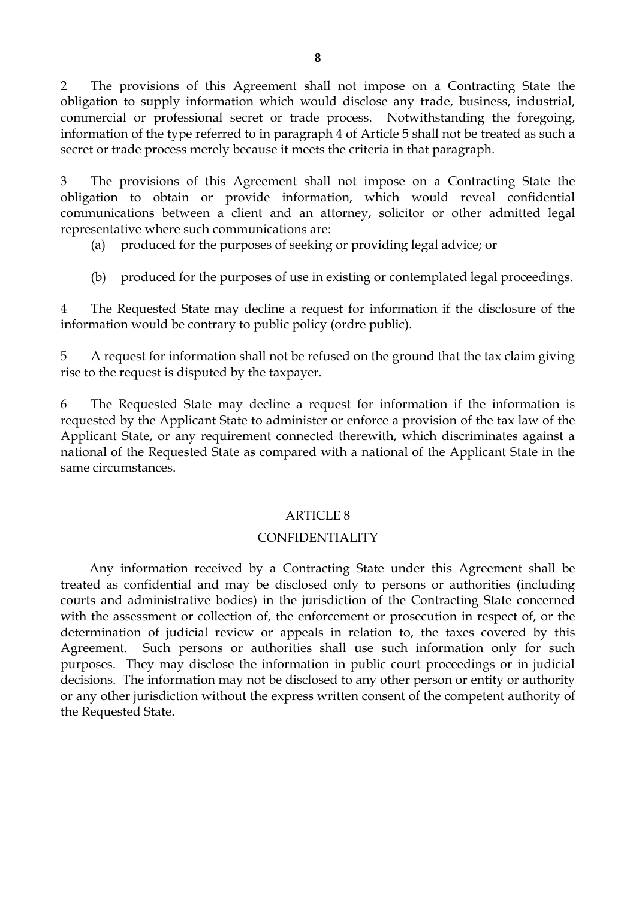2 The provisions of this Agreement shall not impose on a Contracting State the obligation to supply information which would disclose any trade, business, industrial, commercial or professional secret or trade process. Notwithstanding the foregoing, information of the type referred to in paragraph 4 of Article 5 shall not be treated as such a secret or trade process merely because it meets the criteria in that paragraph.

3 The provisions of this Agreement shall not impose on a Contracting State the obligation to obtain or provide information, which would reveal confidential communications between a client and an attorney, solicitor or other admitted legal representative where such communications are:

(a) produced for the purposes of seeking or providing legal advice; or

(b) produced for the purposes of use in existing or contemplated legal proceedings.

4 The Requested State may decline a request for information if the disclosure of the information would be contrary to public policy (ordre public).

5 A request for information shall not be refused on the ground that the tax claim giving rise to the request is disputed by the taxpayer.

6 The Requested State may decline a request for information if the information is requested by the Applicant State to administer or enforce a provision of the tax law of the Applicant State, or any requirement connected therewith, which discriminates against a national of the Requested State as compared with a national of the Applicant State in the same circumstances.

## ARTICLE 8

## CONFIDENTIALITY

Any information received by a Contracting State under this Agreement shall be treated as confidential and may be disclosed only to persons or authorities (including courts and administrative bodies) in the jurisdiction of the Contracting State concerned with the assessment or collection of, the enforcement or prosecution in respect of, or the determination of judicial review or appeals in relation to, the taxes covered by this Agreement. Such persons or authorities shall use such information only for such purposes. They may disclose the information in public court proceedings or in judicial decisions. The information may not be disclosed to any other person or entity or authority or any other jurisdiction without the express written consent of the competent authority of the Requested State.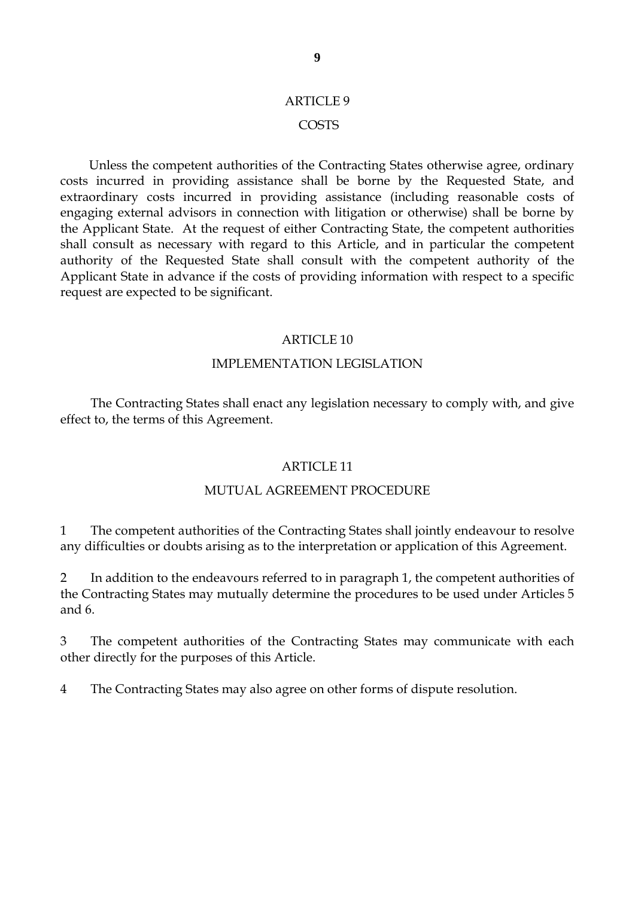## ARTICLE 9

## COSTS

Unless the competent authorities of the Contracting States otherwise agree, ordinary costs incurred in providing assistance shall be borne by the Requested State, and extraordinary costs incurred in providing assistance (including reasonable costs of engaging external advisors in connection with litigation or otherwise) shall be borne by the Applicant State. At the request of either Contracting State, the competent authorities shall consult as necessary with regard to this Article, and in particular the competent authority of the Requested State shall consult with the competent authority of the Applicant State in advance if the costs of providing information with respect to a specific request are expected to be significant.

## ARTICLE 10

## IMPLEMENTATION LEGISLATION

The Contracting States shall enact any legislation necessary to comply with, and give effect to, the terms of this Agreement.

## ARTICLE 11

## MUTUAL AGREEMENT PROCEDURE

1 The competent authorities of the Contracting States shall jointly endeavour to resolve any difficulties or doubts arising as to the interpretation or application of this Agreement.

2 In addition to the endeavours referred to in paragraph 1, the competent authorities of the Contracting States may mutually determine the procedures to be used under Articles 5 and 6.

3 The competent authorities of the Contracting States may communicate with each other directly for the purposes of this Article.

4 The Contracting States may also agree on other forms of dispute resolution.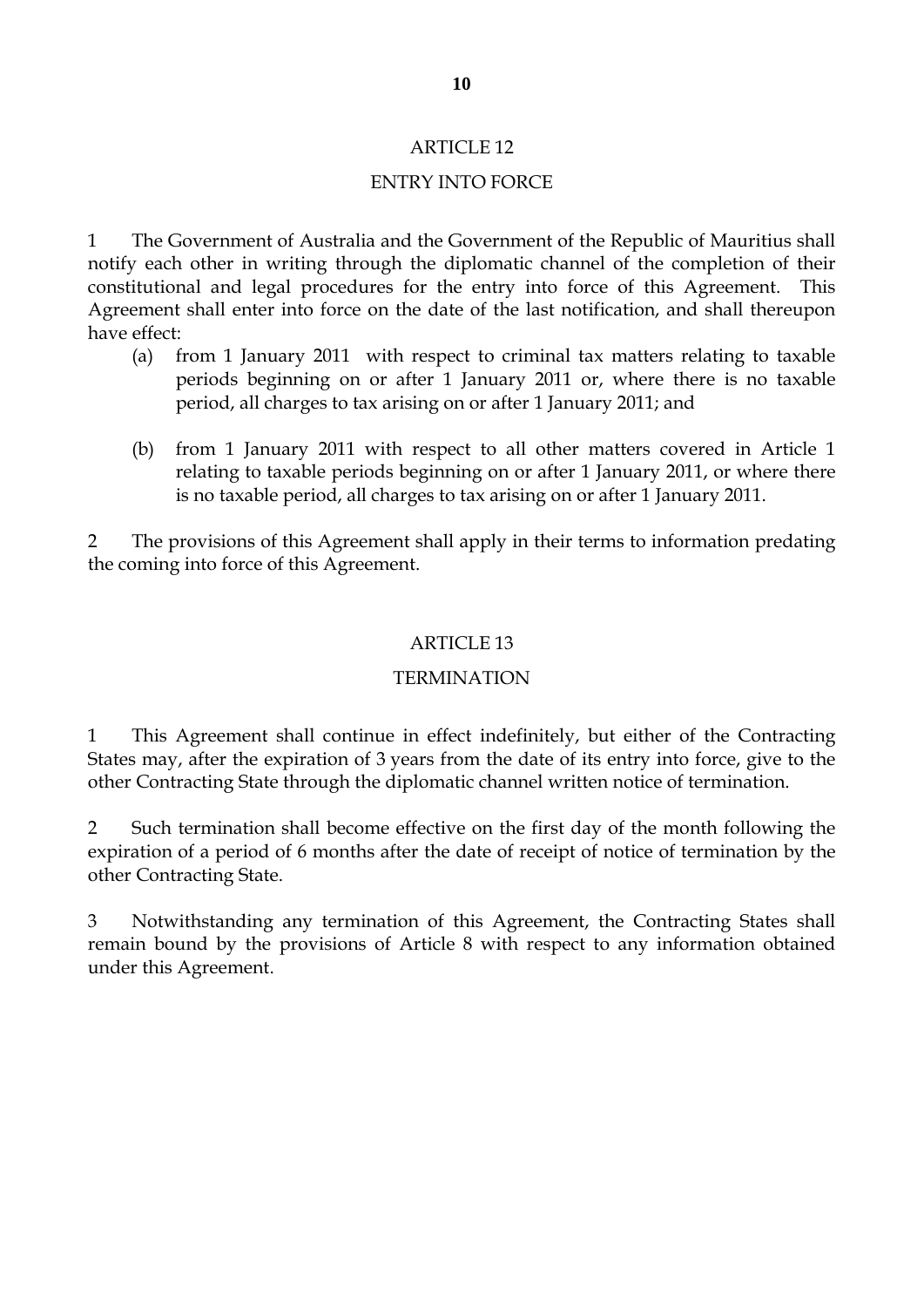## ARTICLE 12

## ENTRY INTO FORCE

1 The Government of Australia and the Government of the Republic of Mauritius shall notify each other in writing through the diplomatic channel of the completion of their constitutional and legal procedures for the entry into force of this Agreement. This Agreement shall enter into force on the date of the last notification, and shall thereupon have effect:

(a) from 1 January 2011 with respect to criminal tax matters relating to taxable periods beginning on or after 1 January 2011 or, where there is no taxable period, all charges to tax arising on or after 1 January 2011; and

(b) from 1 January 2011 with respect to all other matters covered in Article 1 relating to taxable periods beginning on or after 1 January 2011, or where there is no taxable period, all charges to tax arising on or after 1 January 2011.

2 The provisions of this Agreement shall apply in their terms to information predating the coming into force of this Agreement.

## ARTICLE 13

## TERMINATION

1 This Agreement shall continue in effect indefinitely, but either of the Contracting States may, after the expiration of 3 years from the date of its entry into force, give to the other Contracting State through the diplomatic channel written notice of termination.

2 Such termination shall become effective on the first day of the month following the expiration of a period of 6 months after the date of receipt of notice of termination by the other Contracting State.

3 Notwithstanding any termination of this Agreement, the Contracting States shall remain bound by the provisions of Article 8 with respect to any information obtained under this Agreement.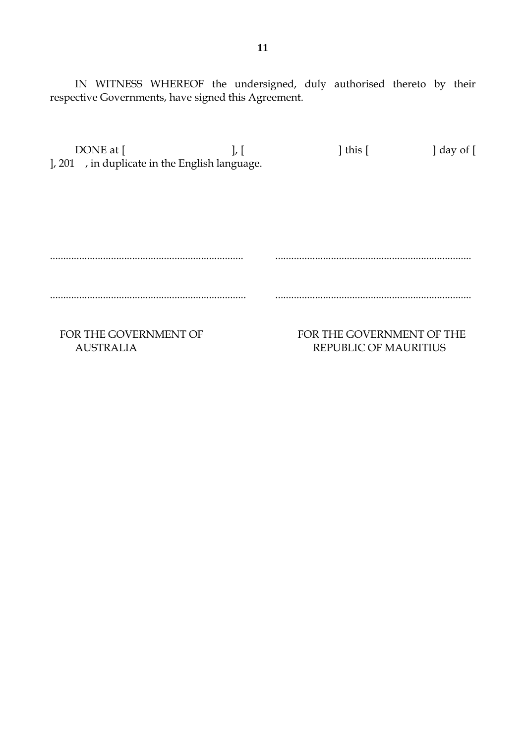IN WITNESS WHEREOF the undersigned, duly authorised thereto by their respective Governments, have signed this Agreement.

DONE at [ ], [ ] this [ ] day of [ ], 201 , in duplicate in the English language.

| | |
|---|---|
| ......................................................................... | ......................................................................... |
| ......................................................................... | ......................................................................... |
| FOR THE GOVERNMENT OF AUSTRALIA | FOR THE GOVERNMENT OF THE REPUBLIC OF MAURITIUS |